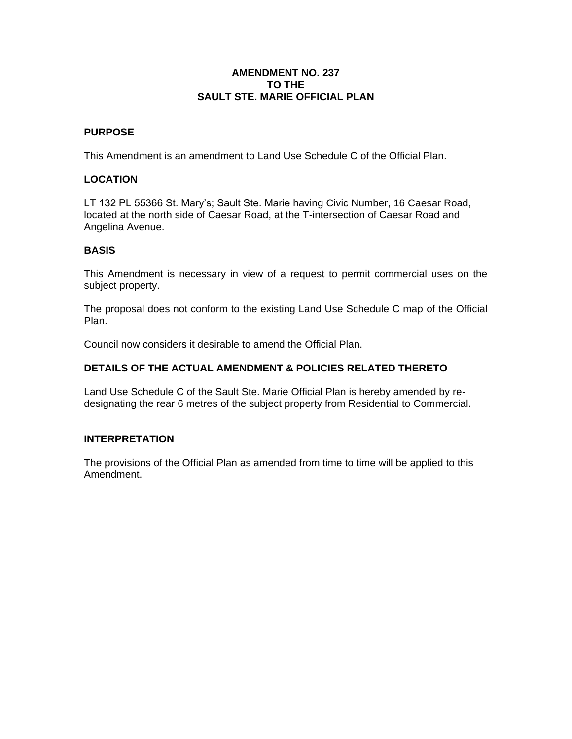# AMENDMENT NO. 237
# TO THE
# SAULT STE. MARIE OFFICIAL PLAN

## PURPOSE

This Amendment is an amendment to Land Use Schedule C of the Official Plan.

## LOCATION

LT 132 PL 55366 St. Mary's; Sault Ste. Marie having Civic Number, 16 Caesar Road, located at the north side of Caesar Road, at the T-intersection of Caesar Road and Angelina Avenue.

## BASIS

This Amendment is necessary in view of a request to permit commercial uses on the subject property.

The proposal does not conform to the existing Land Use Schedule C map of the Official Plan.

Council now considers it desirable to amend the Official Plan.

## DETAILS OF THE ACTUAL AMENDMENT & POLICIES RELATED THERETO

Land Use Schedule C of the Sault Ste. Marie Official Plan is hereby amended by re-designating the rear 6 metres of the subject property from Residential to Commercial.

## INTERPRETATION

The provisions of the Official Plan as amended from time to time will be applied to this Amendment.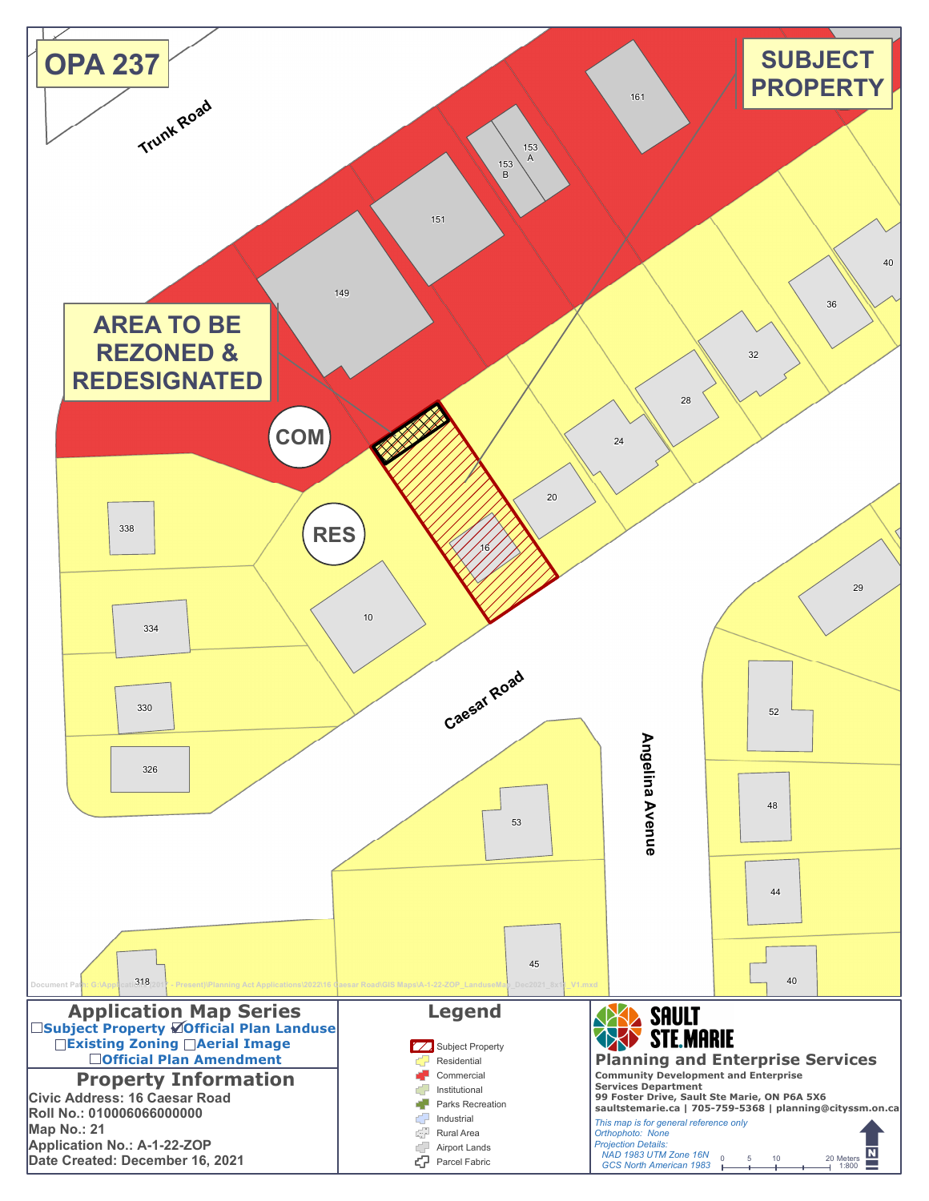# OPA 237

**SUBJECT PROPERTY**

**AREA TO BE REZONED & REDESIGNATED**

COM

RES

Trunk Road

Caesar Road

Angelina Avenue

161
153 A
153 B
151
149
40
36
32
28
24
20
16
10
338
334
330
326
318
29
52
48
44
40
53
45

Document Path: G:\Applications\2017 - Present\Planning Act Applications\2022\16 Caesar Road\GIS Maps\A-1-22-ZOP_LanduseMap_Dec2021_8x11_V1.mxd

## Application Map Series

☐Subject Property ☑Official Plan Landuse
☐Existing Zoning ☐Aerial Image
☐Official Plan Amendment

## Property Information

Civic Address: 16 Caesar Road
Roll No.: 010006066000000
Map No.: 21
Application No.: A-1-22-ZOP
Date Created: December 16, 2021

## Legend

- Subject Property
- Residential
- Commercial
- Institutional
- Parks Recreation
- Industrial
- Rural Area
- Airport Lands
- Parcel Fabric

**SAULT STE. MARIE**

**Planning and Enterprise Services**

**Community Development and Enterprise Services Department**
**99 Foster Drive, Sault Ste Marie, ON P6A 5X6**
**saultstemarie.ca | 705-759-5368 | planning@cityssm.on.ca**

*This map is for general reference only*
*Orthophoto: None*
*Projection Details:*
*NAD 1983 UTM Zone 16N*
*GCS North American 1983*

0 5 10 20 Meters
1:800

N